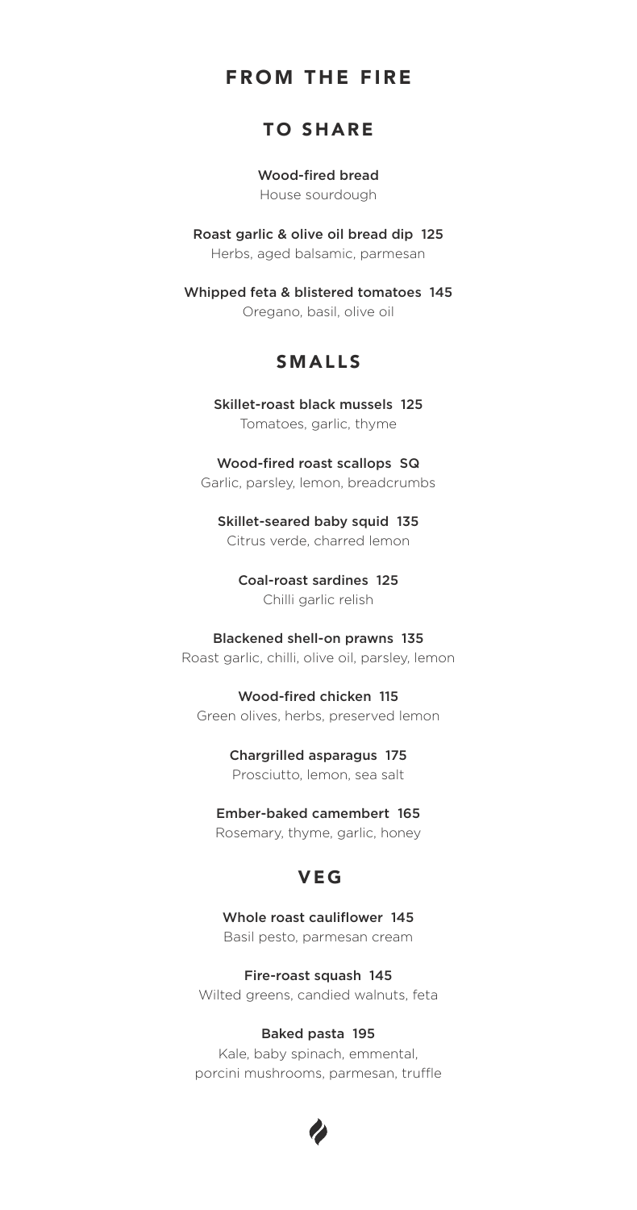# FROM THE FIRE

## TO SHARE

**Wood-fired bread**
House sourdough

**Roast garlic & olive oil bread dip 125**
Herbs, aged balsamic, parmesan

**Whipped feta & blistered tomatoes 145**
Oregano, basil, olive oil

## SMALLS

**Skillet-roast black mussels 125**
Tomatoes, garlic, thyme

**Wood-fired roast scallops SQ**
Garlic, parsley, lemon, breadcrumbs

**Skillet-seared baby squid 135**
Citrus verde, charred lemon

**Coal-roast sardines 125**
Chilli garlic relish

**Blackened shell-on prawns 135**
Roast garlic, chilli, olive oil, parsley, lemon

**Wood-fired chicken 115**
Green olives, herbs, preserved lemon

**Chargrilled asparagus 175**
Prosciutto, lemon, sea salt

**Ember-baked camembert 165**
Rosemary, thyme, garlic, honey

## VEG

**Whole roast cauliflower 145**
Basil pesto, parmesan cream

**Fire-roast squash 145**
Wilted greens, candied walnuts, feta

**Baked pasta 195**
Kale, baby spinach, emmental, porcini mushrooms, parmesan, truffle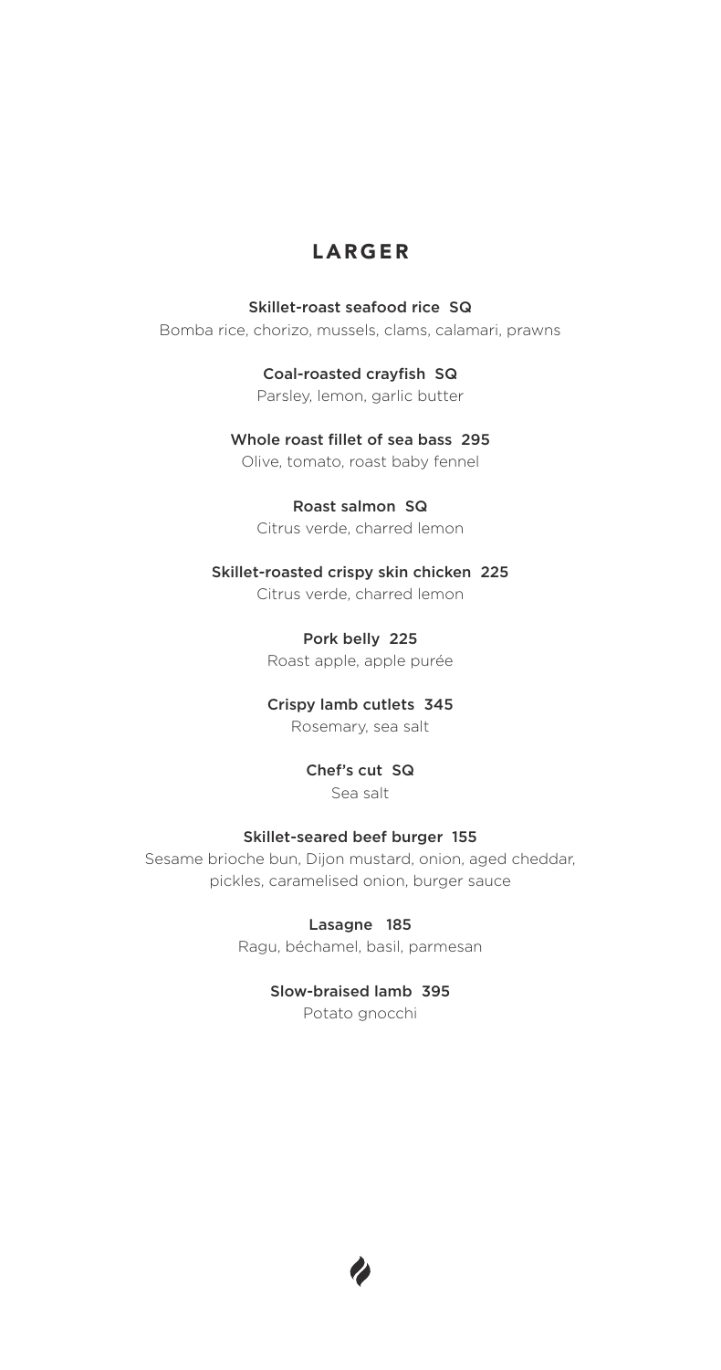## LARGER

**Skillet-roast seafood rice SQ**
Bomba rice, chorizo, mussels, clams, calamari, prawns

**Coal-roasted crayfish SQ**
Parsley, lemon, garlic butter

**Whole roast fillet of sea bass 295**
Olive, tomato, roast baby fennel

**Roast salmon SQ**
Citrus verde, charred lemon

**Skillet-roasted crispy skin chicken 225**
Citrus verde, charred lemon

**Pork belly 225**
Roast apple, apple purée

**Crispy lamb cutlets 345**
Rosemary, sea salt

**Chef's cut SQ**
Sea salt

**Skillet-seared beef burger 155**
Sesame brioche bun, Dijon mustard, onion, aged cheddar, pickles, caramelised onion, burger sauce

**Lasagne 185**
Ragu, béchamel, basil, parmesan

**Slow-braised lamb 395**
Potato gnocchi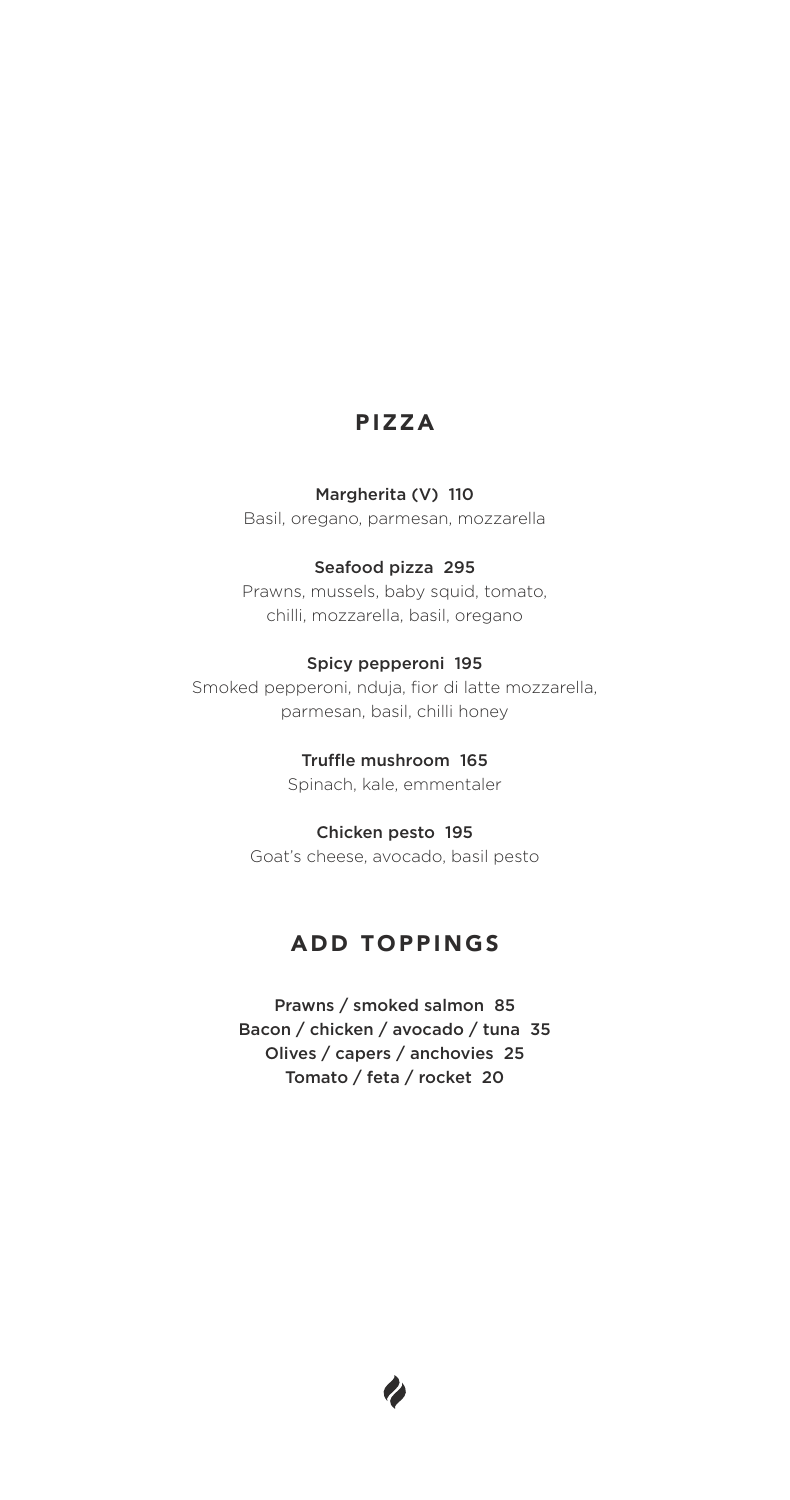## PIZZA

**Margherita (V) 110**
Basil, oregano, parmesan, mozzarella

**Seafood pizza 295**
Prawns, mussels, baby squid, tomato, chilli, mozzarella, basil, oregano

**Spicy pepperoni 195**
Smoked pepperoni, nduja, fior di latte mozzarella, parmesan, basil, chilli honey

**Truffle mushroom 165**
Spinach, kale, emmentaler

**Chicken pesto 195**
Goat's cheese, avocado, basil pesto

## ADD TOPPINGS

**Prawns / smoked salmon 85**
**Bacon / chicken / avocado / tuna 35**
**Olives / capers / anchovies 25**
**Tomato / feta / rocket 20**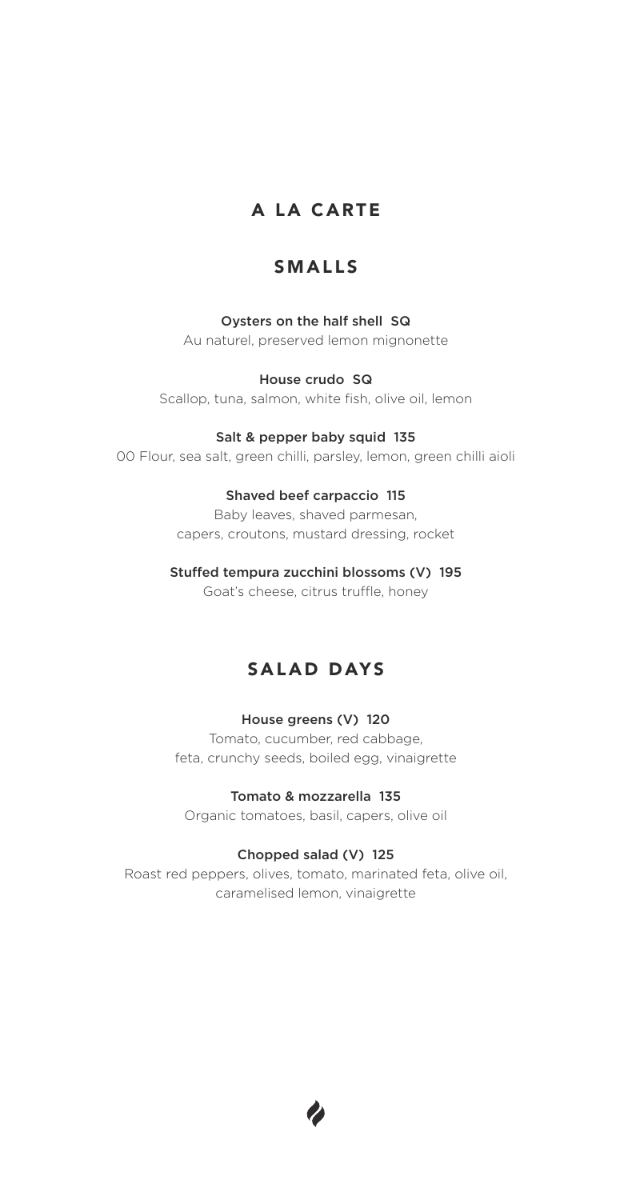# A LA CARTE

## SMALLS

**Oysters on the half shell SQ**
Au naturel, preserved lemon mignonette

**House crudo SQ**
Scallop, tuna, salmon, white fish, olive oil, lemon

**Salt & pepper baby squid 135**
00 Flour, sea salt, green chilli, parsley, lemon, green chilli aioli

**Shaved beef carpaccio 115**
Baby leaves, shaved parmesan,
capers, croutons, mustard dressing, rocket

**Stuffed tempura zucchini blossoms (V) 195**
Goat's cheese, citrus truffle, honey

## SALAD DAYS

**House greens (V) 120**
Tomato, cucumber, red cabbage,
feta, crunchy seeds, boiled egg, vinaigrette

**Tomato & mozzarella 135**
Organic tomatoes, basil, capers, olive oil

**Chopped salad (V) 125**
Roast red peppers, olives, tomato, marinated feta, olive oil,
caramelised lemon, vinaigrette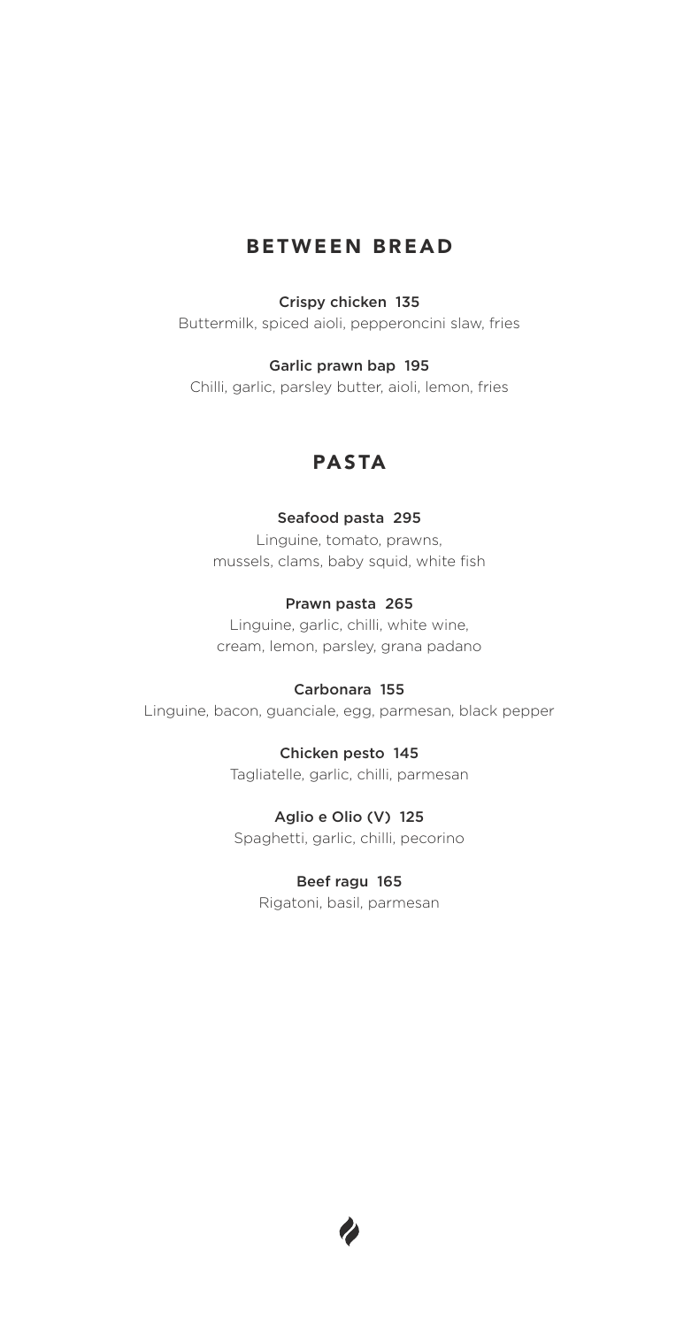## BETWEEN BREAD

**Crispy chicken 135**
Buttermilk, spiced aioli, pepperoncini slaw, fries

**Garlic prawn bap 195**
Chilli, garlic, parsley butter, aioli, lemon, fries

## PASTA

**Seafood pasta 295**
Linguine, tomato, prawns,
mussels, clams, baby squid, white fish

**Prawn pasta 265**
Linguine, garlic, chilli, white wine,
cream, lemon, parsley, grana padano

**Carbonara 155**
Linguine, bacon, guanciale, egg, parmesan, black pepper

**Chicken pesto 145**
Tagliatelle, garlic, chilli, parmesan

**Aglio e Olio (V) 125**
Spaghetti, garlic, chilli, pecorino

**Beef ragu 165**
Rigatoni, basil, parmesan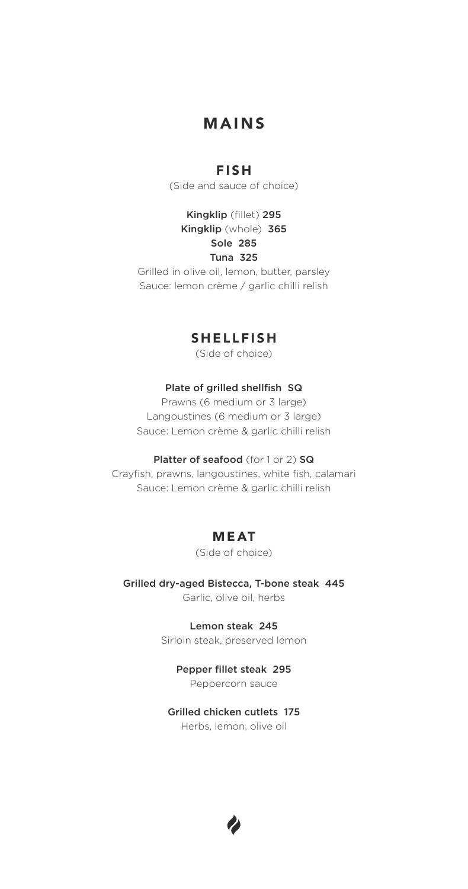# MAINS

## FISH

(Side and sauce of choice)

**Kingklip** (fillet) **295**
**Kingklip** (whole) **365**
**Sole 285**
**Tuna 325**

Grilled in olive oil, lemon, butter, parsley
Sauce: lemon crème / garlic chilli relish

## SHELLFISH

(Side of choice)

**Plate of grilled shellfish SQ**

Prawns (6 medium or 3 large)
Langoustines (6 medium or 3 large)
Sauce: Lemon crème & garlic chilli relish

**Platter of seafood** (for 1 or 2) **SQ**

Crayfish, prawns, langoustines, white fish, calamari
Sauce: Lemon crème & garlic chilli relish

## MEAT

(Side of choice)

**Grilled dry-aged Bistecca, T-bone steak 445**
Garlic, olive oil, herbs

**Lemon steak 245**
Sirloin steak, preserved lemon

**Pepper fillet steak 295**
Peppercorn sauce

**Grilled chicken cutlets 175**
Herbs, lemon, olive oil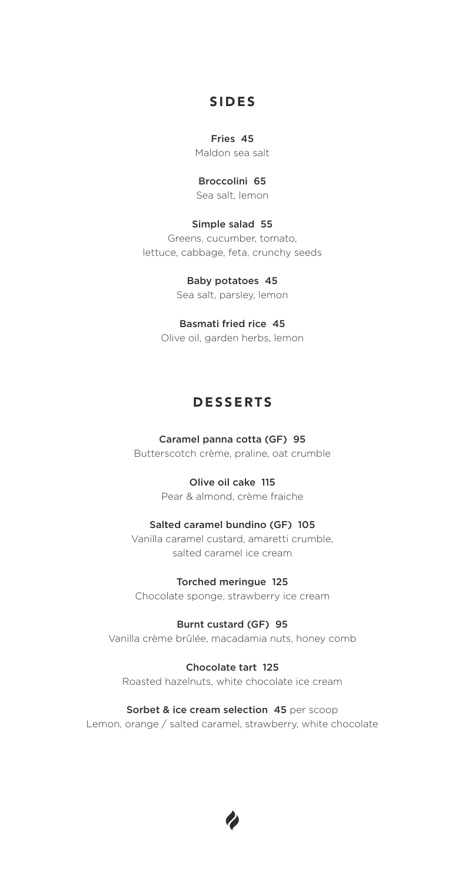## SIDES

**Fries** 45
Maldon sea salt

**Broccolini** 65
Sea salt, lemon

**Simple salad** 55
Greens, cucumber, tomato, lettuce, cabbage, feta, crunchy seeds

**Baby potatoes** 45
Sea salt, parsley, lemon

**Basmati fried rice** 45
Olive oil, garden herbs, lemon

## DESSERTS

**Caramel panna cotta (GF)** 95
Butterscotch crème, praline, oat crumble

**Olive oil cake** 115
Pear & almond, crème fraiche

**Salted caramel bundino (GF)** 105
Vanilla caramel custard, amaretti crumble, salted caramel ice cream

**Torched meringue** 125
Chocolate sponge, strawberry ice cream

**Burnt custard (GF)** 95
Vanilla crème brûlée, macadamia nuts, honey comb

**Chocolate tart** 125
Roasted hazelnuts, white chocolate ice cream

**Sorbet & ice cream selection** 45 per scoop
Lemon, orange / salted caramel, strawberry, white chocolate